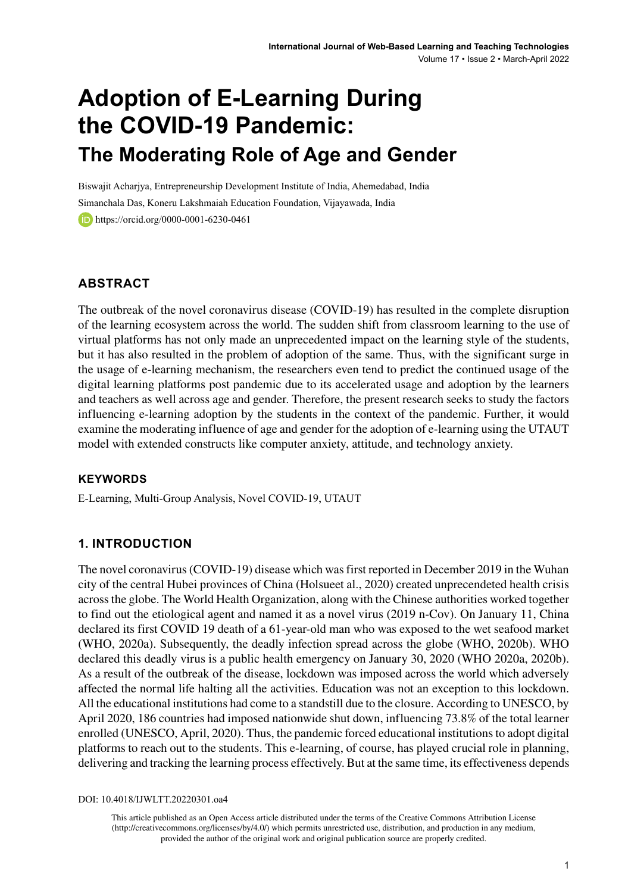# Adoption of E-Learning During the COVID-19 Pandemic:
## The Moderating Role of Age and Gender

Biswajit Acharjya, Entrepreneurship Development Institute of India, Ahemedabad, India

Simanchala Das, Koneru Lakshmaiah Education Foundation, Vijayawada, India

https://orcid.org/0000-0001-6230-0461

### ABSTRACT

The outbreak of the novel coronavirus disease (COVID-19) has resulted in the complete disruption of the learning ecosystem across the world. The sudden shift from classroom learning to the use of virtual platforms has not only made an unprecedented impact on the learning style of the students, but it has also resulted in the problem of adoption of the same. Thus, with the significant surge in the usage of e-learning mechanism, the researchers even tend to predict the continued usage of the digital learning platforms post pandemic due to its accelerated usage and adoption by the learners and teachers as well across age and gender. Therefore, the present research seeks to study the factors influencing e-learning adoption by the students in the context of the pandemic. Further, it would examine the moderating influence of age and gender for the adoption of e-learning using the UTAUT model with extended constructs like computer anxiety, attitude, and technology anxiety.

### KEYWORDS

E-Learning, Multi-Group Analysis, Novel COVID-19, UTAUT

### 1. INTRODUCTION

The novel coronavirus (COVID-19) disease which was first reported in December 2019 in the Wuhan city of the central Hubei provinces of China (Holsueet al., 2020) created unprecendeted health crisis across the globe. The World Health Organization, along with the Chinese authorities worked together to find out the etiological agent and named it as a novel virus (2019 n-Cov). On January 11, China declared its first COVID 19 death of a 61-year-old man who was exposed to the wet seafood market (WHO, 2020a). Subsequently, the deadly infection spread across the globe (WHO, 2020b). WHO declared this deadly virus is a public health emergency on January 30, 2020 (WHO 2020a, 2020b). As a result of the outbreak of the disease, lockdown was imposed across the world which adversely affected the normal life halting all the activities. Education was not an exception to this lockdown. All the educational institutions had come to a standstill due to the closure. According to UNESCO, by April 2020, 186 countries had imposed nationwide shut down, influencing 73.8% of the total learner enrolled (UNESCO, April, 2020). Thus, the pandemic forced educational institutions to adopt digital platforms to reach out to the students. This e-learning, of course, has played crucial role in planning, delivering and tracking the learning process effectively. But at the same time, its effectiveness depends

DOI: 10.4018/IJWLTT.20220301.oa4

This article published as an Open Access article distributed under the terms of the Creative Commons Attribution License (http://creativecommons.org/licenses/by/4.0/) which permits unrestricted use, distribution, and production in any medium, provided the author of the original work and original publication source are properly credited.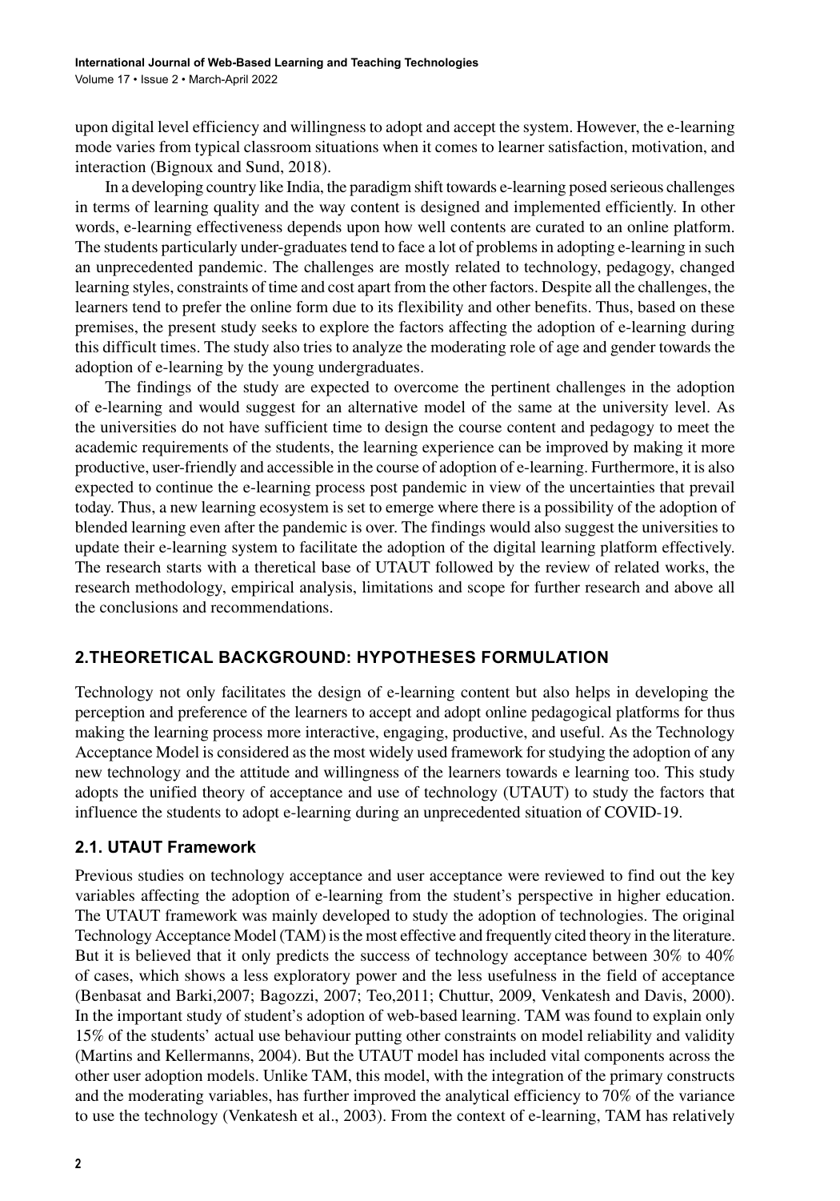upon digital level efficiency and willingness to adopt and accept the system. However, the e-learning mode varies from typical classroom situations when it comes to learner satisfaction, motivation, and interaction (Bignoux and Sund, 2018).

In a developing country like India, the paradigm shift towards e-learning posed serieous challenges in terms of learning quality and the way content is designed and implemented efficiently. In other words, e-learning effectiveness depends upon how well contents are curated to an online platform. The students particularly under-graduates tend to face a lot of problems in adopting e-learning in such an unprecedented pandemic. The challenges are mostly related to technology, pedagogy, changed learning styles, constraints of time and cost apart from the other factors. Despite all the challenges, the learners tend to prefer the online form due to its flexibility and other benefits. Thus, based on these premises, the present study seeks to explore the factors affecting the adoption of e-learning during this difficult times. The study also tries to analyze the moderating role of age and gender towards the adoption of e-learning by the young undergraduates.

The findings of the study are expected to overcome the pertinent challenges in the adoption of e-learning and would suggest for an alternative model of the same at the university level. As the universities do not have sufficient time to design the course content and pedagogy to meet the academic requirements of the students, the learning experience can be improved by making it more productive, user-friendly and accessible in the course of adoption of e-learning. Furthermore, it is also expected to continue the e-learning process post pandemic in view of the uncertainties that prevail today. Thus, a new learning ecosystem is set to emerge where there is a possibility of the adoption of blended learning even after the pandemic is over. The findings would also suggest the universities to update their e-learning system to facilitate the adoption of the digital learning platform effectively. The research starts with a theretical base of UTAUT followed by the review of related works, the research methodology, empirical analysis, limitations and scope for further research and above all the conclusions and recommendations.

## 2.THEORETICAL BACKGROUND: HYPOTHESES FORMULATION

Technology not only facilitates the design of e-learning content but also helps in developing the perception and preference of the learners to accept and adopt online pedagogical platforms for thus making the learning process more interactive, engaging, productive, and useful. As the Technology Acceptance Model is considered as the most widely used framework for studying the adoption of any new technology and the attitude and willingness of the learners towards e learning too. This study adopts the unified theory of acceptance and use of technology (UTAUT) to study the factors that influence the students to adopt e-learning during an unprecedented situation of COVID-19.

### 2.1. UTAUT Framework

Previous studies on technology acceptance and user acceptance were reviewed to find out the key variables affecting the adoption of e-learning from the student's perspective in higher education. The UTAUT framework was mainly developed to study the adoption of technologies. The original Technology Acceptance Model (TAM) is the most effective and frequently cited theory in the literature. But it is believed that it only predicts the success of technology acceptance between 30% to 40% of cases, which shows a less exploratory power and the less usefulness in the field of acceptance (Benbasat and Barki,2007; Bagozzi, 2007; Teo,2011; Chuttur, 2009, Venkatesh and Davis, 2000). In the important study of student's adoption of web-based learning. TAM was found to explain only 15% of the students' actual use behaviour putting other constraints on model reliability and validity (Martins and Kellermanns, 2004). But the UTAUT model has included vital components across the other user adoption models. Unlike TAM, this model, with the integration of the primary constructs and the moderating variables, has further improved the analytical efficiency to 70% of the variance to use the technology (Venkatesh et al., 2003). From the context of e-learning, TAM has relatively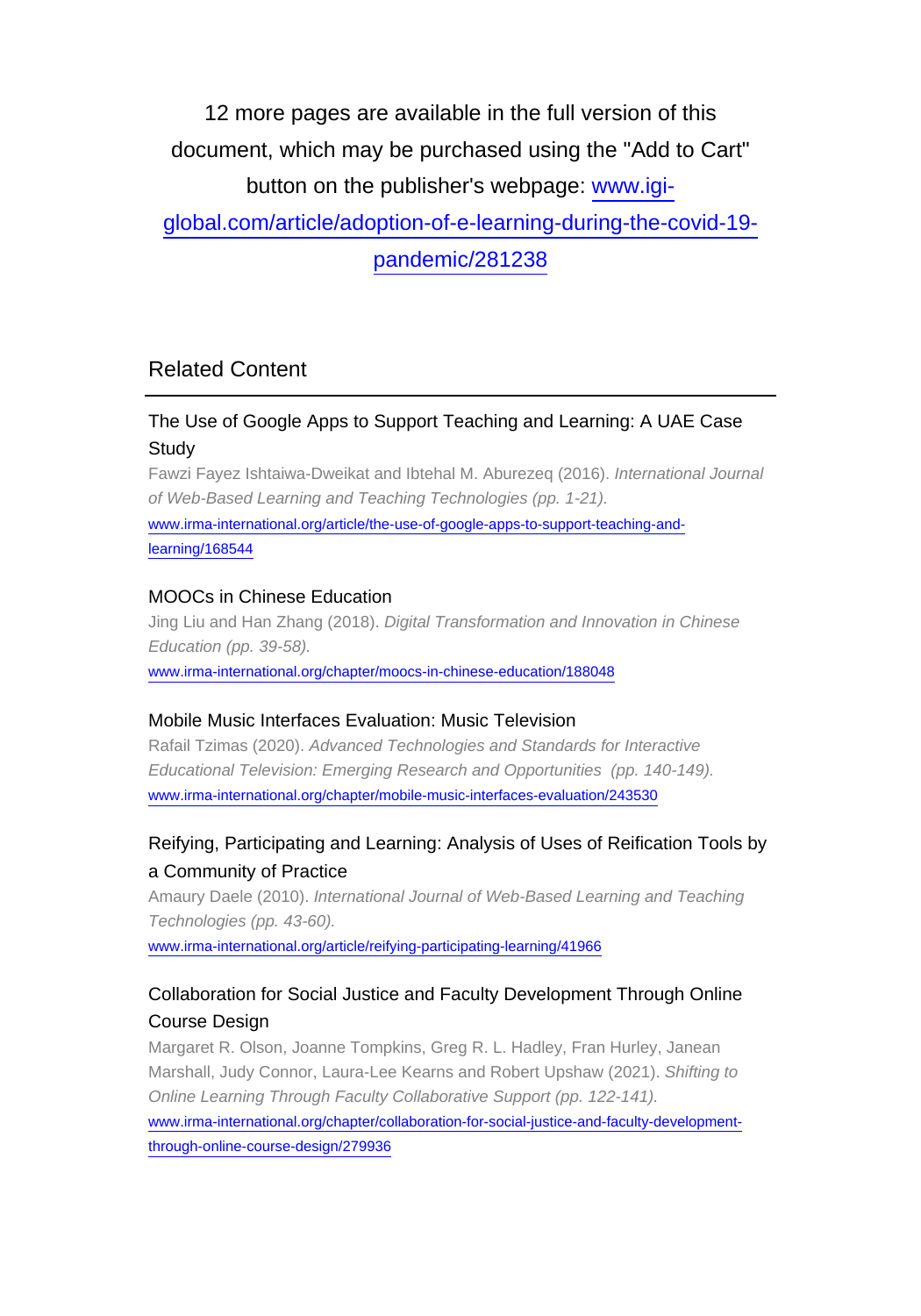12 more pages are available in the full version of this document, which may be purchased using the "Add to Cart" button on the publisher's webpage: [www.igi-global.com/article/adoption-of-e-learning-during-the-covid-19-pandemic/281238](www.igi-global.com/article/adoption-of-e-learning-during-the-covid-19-pandemic/281238)

## Related Content

### The Use of Google Apps to Support Teaching and Learning: A UAE Case Study

Fawzi Fayez Ishtaiwa-Dweikat and Ibtehal M. Aburezeq (2016). *International Journal of Web-Based Learning and Teaching Technologies (pp. 1-21).*

[www.irma-international.org/article/the-use-of-google-apps-to-support-teaching-and-learning/168544](www.irma-international.org/article/the-use-of-google-apps-to-support-teaching-and-learning/168544)

### MOOCs in Chinese Education

Jing Liu and Han Zhang (2018). *Digital Transformation and Innovation in Chinese Education (pp. 39-58).*

[www.irma-international.org/chapter/moocs-in-chinese-education/188048](www.irma-international.org/chapter/moocs-in-chinese-education/188048)

### Mobile Music Interfaces Evaluation: Music Television

Rafail Tzimas (2020). *Advanced Technologies and Standards for Interactive Educational Television: Emerging Research and Opportunities (pp. 140-149).*

[www.irma-international.org/chapter/mobile-music-interfaces-evaluation/243530](www.irma-international.org/chapter/mobile-music-interfaces-evaluation/243530)

### Reifying, Participating and Learning: Analysis of Uses of Reification Tools by a Community of Practice

Amaury Daele (2010). *International Journal of Web-Based Learning and Teaching Technologies (pp. 43-60).*

[www.irma-international.org/article/reifying-participating-learning/41966](www.irma-international.org/article/reifying-participating-learning/41966)

### Collaboration for Social Justice and Faculty Development Through Online Course Design

Margaret R. Olson, Joanne Tompkins, Greg R. L. Hadley, Fran Hurley, Janean Marshall, Judy Connor, Laura-Lee Kearns and Robert Upshaw (2021). *Shifting to Online Learning Through Faculty Collaborative Support (pp. 122-141).*

[www.irma-international.org/chapter/collaboration-for-social-justice-and-faculty-development-through-online-course-design/279936](www.irma-international.org/chapter/collaboration-for-social-justice-and-faculty-development-through-online-course-design/279936)